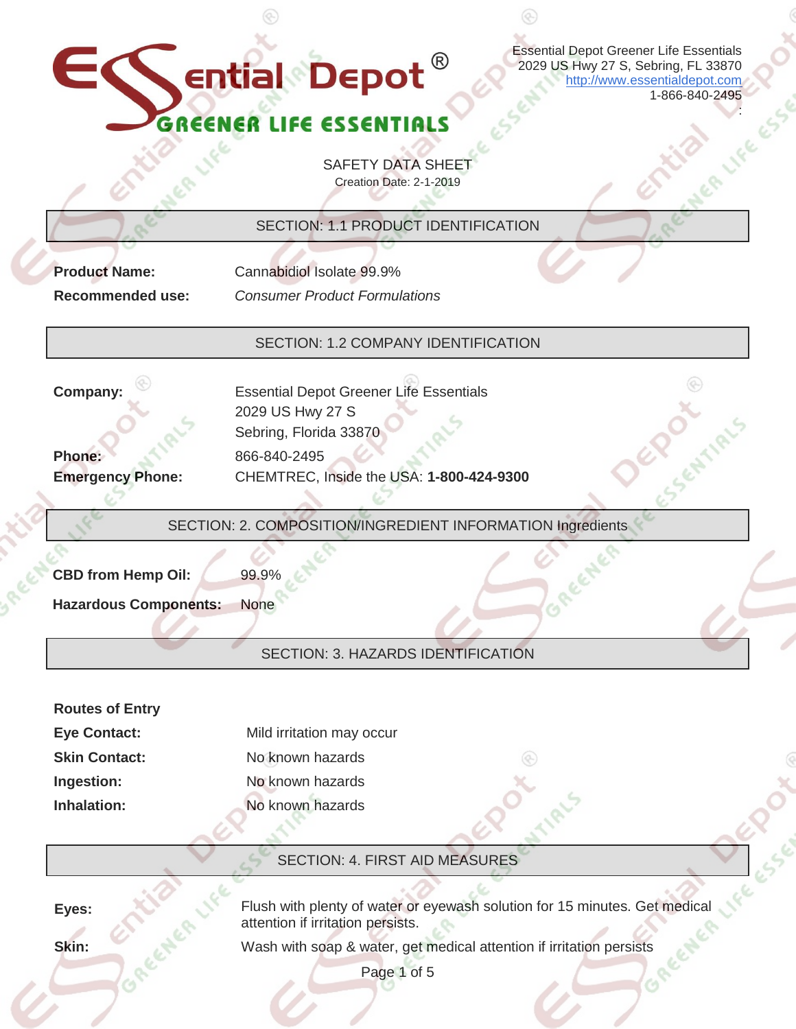Essential Depot Greener Life Essentials
2029 US Hwy 27 S, Sebring, FL 33870
http://www.essentialdepot.com
1-866-840-2495

# SAFETY DATA SHEET

Creation Date: 2-1-2019

## SECTION: 1.1 PRODUCT IDENTIFICATION

**Product Name:** Cannabidiol Isolate 99.9%

**Recommended use:** *Consumer Product Formulations*

## SECTION: 1.2 COMPANY IDENTIFICATION

**Company:** Essential Depot Greener Life Essentials
2029 US Hwy 27 S
Sebring, Florida 33870

**Phone:** 866-840-2495

**Emergency Phone:** CHEMTREC, Inside the USA: **1-800-424-9300**

## SECTION: 2. COMPOSITION/INGREDIENT INFORMATION Ingredients

**CBD from Hemp Oil:** 99.9%

**Hazardous Components:** None

## SECTION: 3. HAZARDS IDENTIFICATION

**Routes of Entry**

**Eye Contact:** Mild irritation may occur

**Skin Contact:** No known hazards

**Ingestion:** No known hazards

**Inhalation:** No known hazards

## SECTION: 4. FIRST AID MEASURES

**Eyes:** Flush with plenty of water or eyewash solution for 15 minutes. Get medical attention if irritation persists.

**Skin:** Wash with soap & water, get medical attention if irritation persists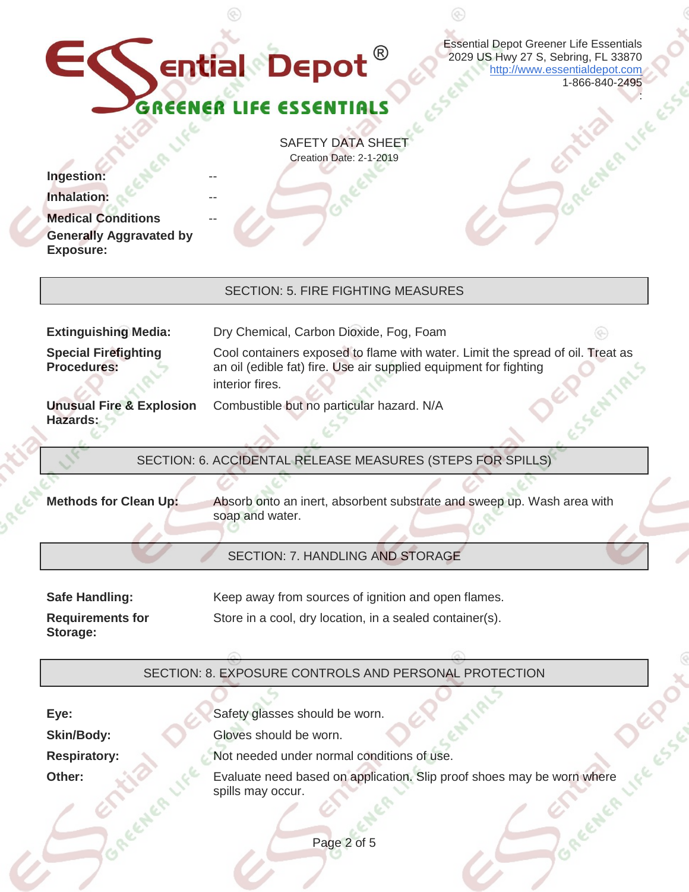| | |
|---|---|
| **Ingestion:** | -- |
| **Inhalation:** | -- |
| **Medical Conditions Generally Aggravated by Exposure:** | -- |

## SECTION: 5. FIRE FIGHTING MEASURES

| | |
|---|---|
| **Extinguishing Media:** | Dry Chemical, Carbon Dioxide, Fog, Foam |
| **Special Firefighting Procedures:** | Cool containers exposed to flame with water. Limit the spread of oil. Treat as an oil (edible fat) fire. Use air supplied equipment for fighting interior fires. |
| **Unusual Fire & Explosion Hazards:** | Combustible but no particular hazard. N/A |

## SECTION: 6. ACCIDENTAL RELEASE MEASURES (STEPS FOR SPILLS)

| | |
|---|---|
| **Methods for Clean Up:** | Absorb onto an inert, absorbent substrate and sweep up. Wash area with soap and water. |

## SECTION: 7. HANDLING AND STORAGE

| | |
|---|---|
| **Safe Handling:** | Keep away from sources of ignition and open flames. |
| **Requirements for Storage:** | Store in a cool, dry location, in a sealed container(s). |

## SECTION: 8. EXPOSURE CONTROLS AND PERSONAL PROTECTION

| | |
|---|---|
| **Eye:** | Safety glasses should be worn. |
| **Skin/Body:** | Gloves should be worn. |
| **Respiratory:** | Not needed under normal conditions of use. |
| **Other:** | Evaluate need based on application. Slip proof shoes may be worn where spills may occur. |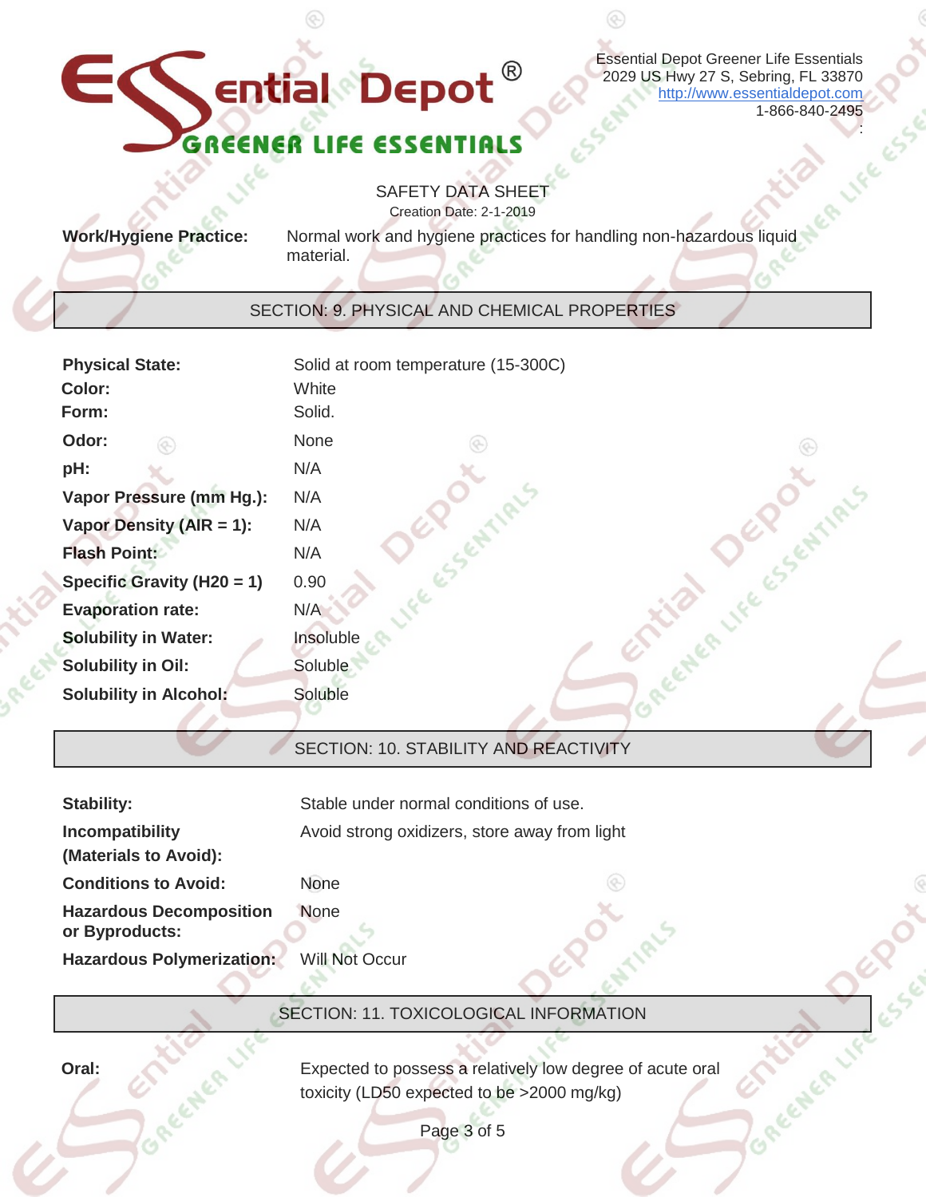Essential Depot Greener Life Essentials
2029 US Hwy 27 S, Sebring, FL 33870
http://www.essentialdepot.com
1-866-840-2495

SAFETY DATA SHEET
Creation Date: 2-1-2019

**Work/Hygiene Practice:** Normal work and hygiene practices for handling non-hazardous liquid material.

## SECTION: 9. PHYSICAL AND CHEMICAL PROPERTIES

| | |
|---|---|
| **Physical State:** | Solid at room temperature (15-300C) |
| **Color:** | White |
| **Form:** | Solid. |
| **Odor:** | None |
| **pH:** | N/A |
| **Vapor Pressure (mm Hg.):** | N/A |
| **Vapor Density (AIR = 1):** | N/A |
| **Flash Point:** | N/A |
| **Specific Gravity (H20 = 1)** | 0.90 |
| **Evaporation rate:** | N/A |
| **Solubility in Water:** | Insoluble |
| **Solubility in Oil:** | Soluble |
| **Solubility in Alcohol:** | Soluble |

## SECTION: 10. STABILITY AND REACTIVITY

| | |
|---|---|
| **Stability:** | Stable under normal conditions of use. |
| **Incompatibility (Materials to Avoid):** | Avoid strong oxidizers, store away from light |
| **Conditions to Avoid:** | None |
| **Hazardous Decomposition or Byproducts:** | None |
| **Hazardous Polymerization:** | Will Not Occur |

## SECTION: 11. TOXICOLOGICAL INFORMATION

**Oral:** Expected to possess a relatively low degree of acute oral toxicity (LD50 expected to be >2000 mg/kg)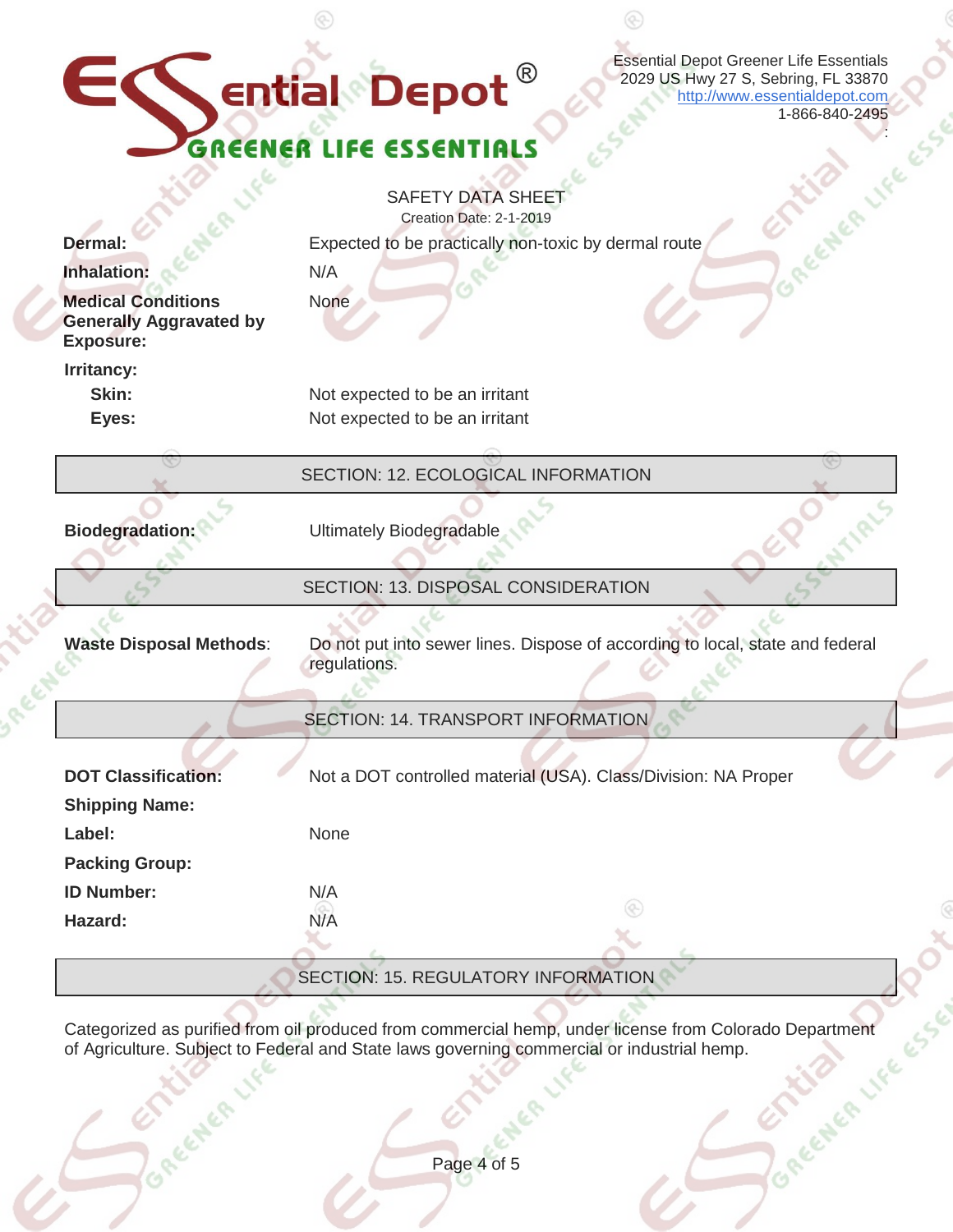SAFETY DATA SHEET

Creation Date: 2-1-2019

| | |
|---|---|
| **Dermal:** | Expected to be practically non-toxic by dermal route |
| **Inhalation:** | N/A |
| **Medical Conditions Generally Aggravated by Exposure:** | None |
| **Irritancy:** | |
| **Skin:** | Not expected to be an irritant |
| **Eyes:** | Not expected to be an irritant |

## SECTION: 12. ECOLOGICAL INFORMATION

**Biodegradation:** Ultimately Biodegradable

## SECTION: 13. DISPOSAL CONSIDERATION

**Waste Disposal Methods**: Do not put into sewer lines. Dispose of according to local, state and federal regulations.

## SECTION: 14. TRANSPORT INFORMATION

| | |
|---|---|
| **DOT Classification:** | Not a DOT controlled material (USA). Class/Division: NA Proper |
| **Shipping Name:** | |
| **Label:** | None |
| **Packing Group:** | |
| **ID Number:** | N/A |
| **Hazard:** | N/A |

## SECTION: 15. REGULATORY INFORMATION

Categorized as purified from oil produced from commercial hemp, under license from Colorado Department of Agriculture. Subject to Federal and State laws governing commercial or industrial hemp.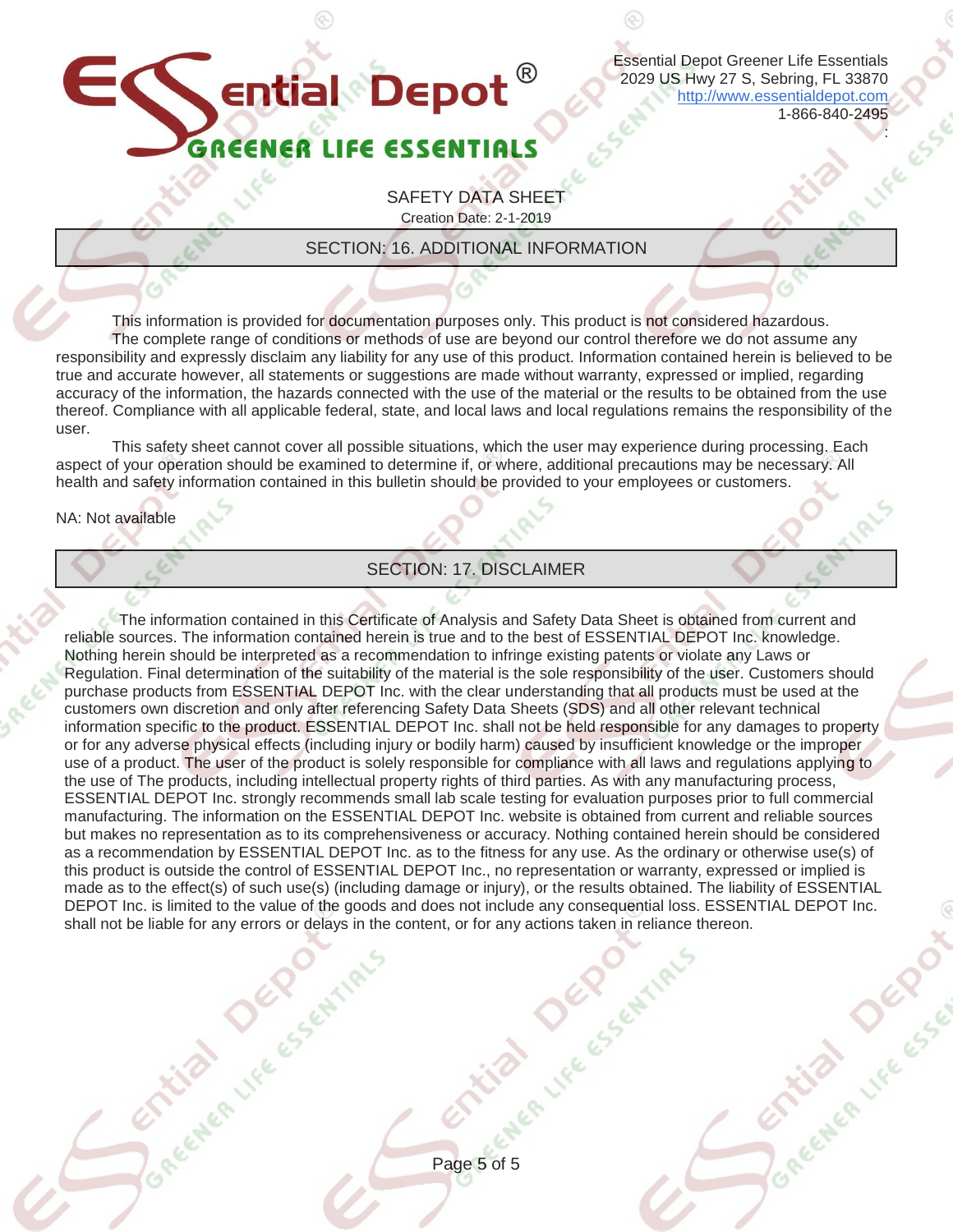Essential Depot Greener Life Essentials
2029 US Hwy 27 S, Sebring, FL 33870
http://www.essentialdepot.com
1-866-840-2495

SAFETY DATA SHEET
Creation Date: 2-1-2019

## SECTION: 16. ADDITIONAL INFORMATION

This information is provided for documentation purposes only. This product is not considered hazardous.

The complete range of conditions or methods of use are beyond our control therefore we do not assume any responsibility and expressly disclaim any liability for any use of this product. Information contained herein is believed to be true and accurate however, all statements or suggestions are made without warranty, expressed or implied, regarding accuracy of the information, the hazards connected with the use of the material or the results to be obtained from the use thereof. Compliance with all applicable federal, state, and local laws and local regulations remains the responsibility of the user.

This safety sheet cannot cover all possible situations, which the user may experience during processing. Each aspect of your operation should be examined to determine if, or where, additional precautions may be necessary. All health and safety information contained in this bulletin should be provided to your employees or customers.

NA: Not available

## SECTION: 17. DISCLAIMER

The information contained in this Certificate of Analysis and Safety Data Sheet is obtained from current and reliable sources. The information contained herein is true and to the best of ESSENTIAL DEPOT Inc. knowledge. Nothing herein should be interpreted as a recommendation to infringe existing patents or violate any Laws or Regulation. Final determination of the suitability of the material is the sole responsibility of the user. Customers should purchase products from ESSENTIAL DEPOT Inc. with the clear understanding that all products must be used at the customers own discretion and only after referencing Safety Data Sheets (SDS) and all other relevant technical information specific to the product. ESSENTIAL DEPOT Inc. shall not be held responsible for any damages to property or for any adverse physical effects (including injury or bodily harm) caused by insufficient knowledge or the improper use of a product. The user of the product is solely responsible for compliance with all laws and regulations applying to the use of The products, including intellectual property rights of third parties. As with any manufacturing process, ESSENTIAL DEPOT Inc. strongly recommends small lab scale testing for evaluation purposes prior to full commercial manufacturing. The information on the ESSENTIAL DEPOT Inc. website is obtained from current and reliable sources but makes no representation as to its comprehensiveness or accuracy. Nothing contained herein should be considered as a recommendation by ESSENTIAL DEPOT Inc. as to the fitness for any use. As the ordinary or otherwise use(s) of this product is outside the control of ESSENTIAL DEPOT Inc., no representation or warranty, expressed or implied is made as to the effect(s) of such use(s) (including damage or injury), or the results obtained. The liability of ESSENTIAL DEPOT Inc. is limited to the value of the goods and does not include any consequential loss. ESSENTIAL DEPOT Inc. shall not be liable for any errors or delays in the content, or for any actions taken in reliance thereon.